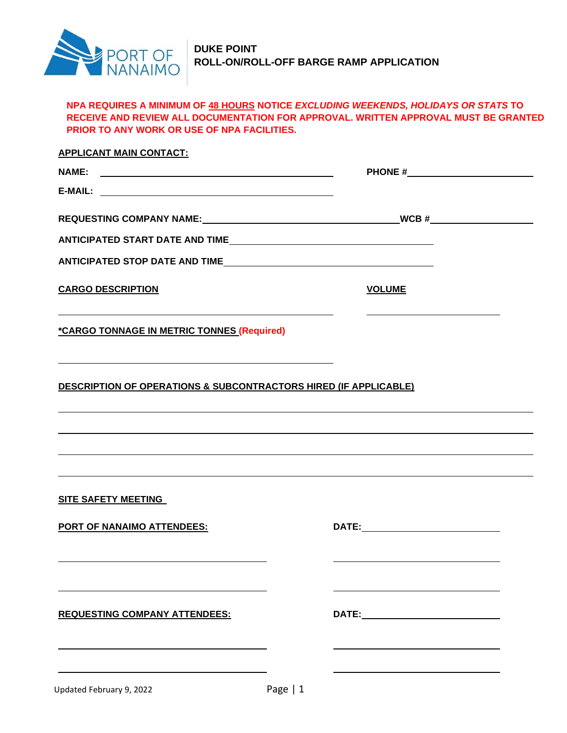PORT OF NANAIMO

# DUKE POINT
# ROLL-ON/ROLL-OFF BARGE RAMP APPLICATION

**NPA REQUIRES A MINIMUM OF 48 HOURS NOTICE *EXCLUDING WEEKENDS, HOLIDAYS OR STATS* TO RECEIVE AND REVIEW ALL DOCUMENTATION FOR APPROVAL. WRITTEN APPROVAL MUST BE GRANTED PRIOR TO ANY WORK OR USE OF NPA FACILITIES.**

**APPLICANT MAIN CONTACT:**

**NAME:** ______________________________ **PHONE #** ______________________

**E-MAIL:** ______________________________

**REQUESTING COMPANY NAME:** ______________________________ **WCB #** ______________________

**ANTICIPATED START DATE AND TIME** ______________________________

**ANTICIPATED STOP DATE AND TIME** ______________________________

**CARGO DESCRIPTION** **VOLUME**

______________________________ ______________________

**\*CARGO TONNAGE IN METRIC TONNES (Required)**

______________________________

**DESCRIPTION OF OPERATIONS & SUBCONTRACTORS HIRED (IF APPLICABLE)**

______________________________________________________________

______________________________________________________________

______________________________________________________________

______________________________________________________________

**SITE SAFETY MEETING**

**PORT OF NANAIMO ATTENDEES:** **DATE:** ______________________

______________________________ ______________________

______________________________ ______________________

**REQUESTING COMPANY ATTENDEES:** **DATE:** ______________________

______________________________ ______________________

______________________________ ______________________

Updated February 9, 2022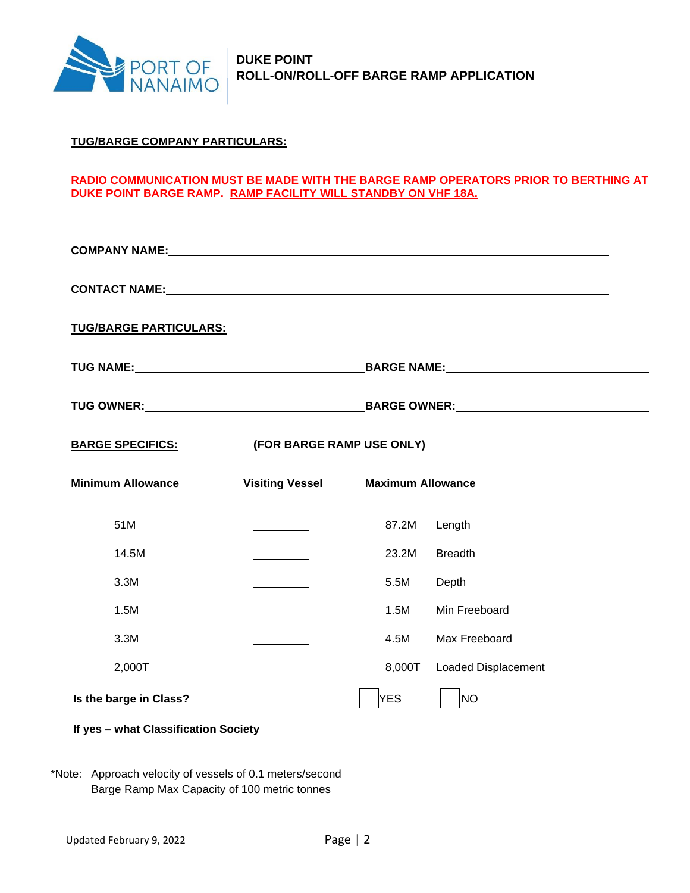**DUKE POINT**
**ROLL-ON/ROLL-OFF BARGE RAMP APPLICATION**

**TUG/BARGE COMPANY PARTICULARS:**

**RADIO COMMUNICATION MUST BE MADE WITH THE BARGE RAMP OPERATORS PRIOR TO BERTHING AT DUKE POINT BARGE RAMP. RAMP FACILITY WILL STANDBY ON VHF 18A.**

**COMPANY NAME:** ______________________________

**CONTACT NAME:** ______________________________

**TUG/BARGE PARTICULARS:**

**TUG NAME:** ________________ **BARGE NAME:** ________________

**TUG OWNER:** ________________ **BARGE OWNER:** ________________

**BARGE SPECIFICS:** **(FOR BARGE RAMP USE ONLY)**

| Minimum Allowance | Visiting Vessel | Maximum Allowance | |
|---|---|---|---|
| 51M | ________ | 87.2M | Length |
| 14.5M | ________ | 23.2M | Breadth |
| 3.3M | ________ | 5.5M | Depth |
| 1.5M | ________ | 1.5M | Min Freeboard |
| 3.3M | ________ | 4.5M | Max Freeboard |
| 2,000T | ________ | 8,000T | Loaded Displacement ________ |

**Is the barge in Class?** ☐ YES ☐ NO

**If yes – what Classification Society** ______________________________

*Note: Approach velocity of vessels of 0.1 meters/second
Barge Ramp Max Capacity of 100 metric tonnes

Updated February 9, 2022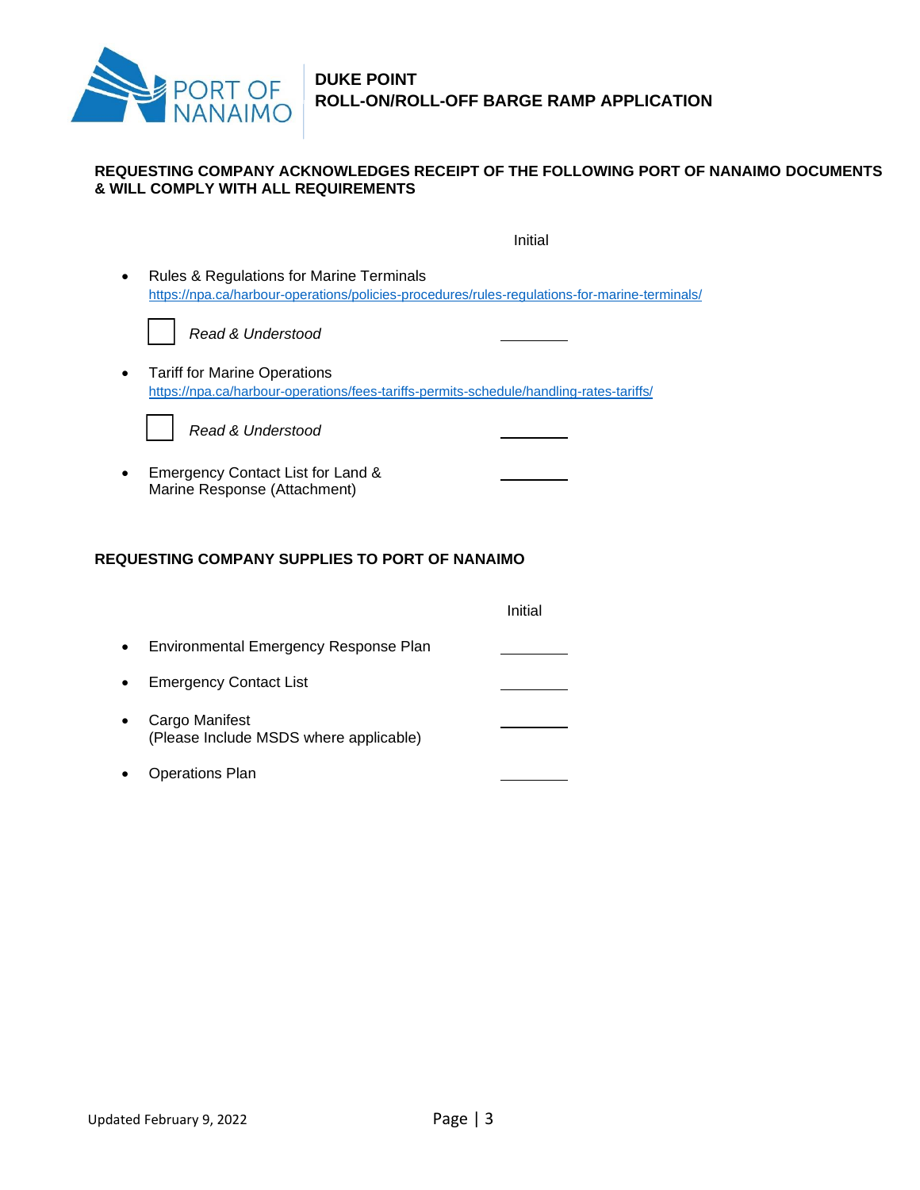**DUKE POINT**
**ROLL-ON/ROLL-OFF BARGE RAMP APPLICATION**

**REQUESTING COMPANY ACKNOWLEDGES RECEIPT OF THE FOLLOWING PORT OF NANAIMO DOCUMENTS & WILL COMPLY WITH ALL REQUIREMENTS**

| | Initial |
|---|---|
| • Rules & Regulations for Marine Terminals<br>https://npa.ca/harbour-operations/policies-procedures/rules-regulations-for-marine-terminals/ | |
| ☐ *Read & Understood* | ________ |
| • Tariff for Marine Operations<br>https://npa.ca/harbour-operations/fees-tariffs-permits-schedule/handling-rates-tariffs/ | |
| ☐ *Read & Understood* | ________ |
| • Emergency Contact List for Land & Marine Response (Attachment) | ________ |

**REQUESTING COMPANY SUPPLIES TO PORT OF NANAIMO**

| | Initial |
|---|---|
| • Environmental Emergency Response Plan | ________ |
| • Emergency Contact List | ________ |
| • Cargo Manifest<br>(Please Include MSDS where applicable) | ________ |
| • Operations Plan | ________ |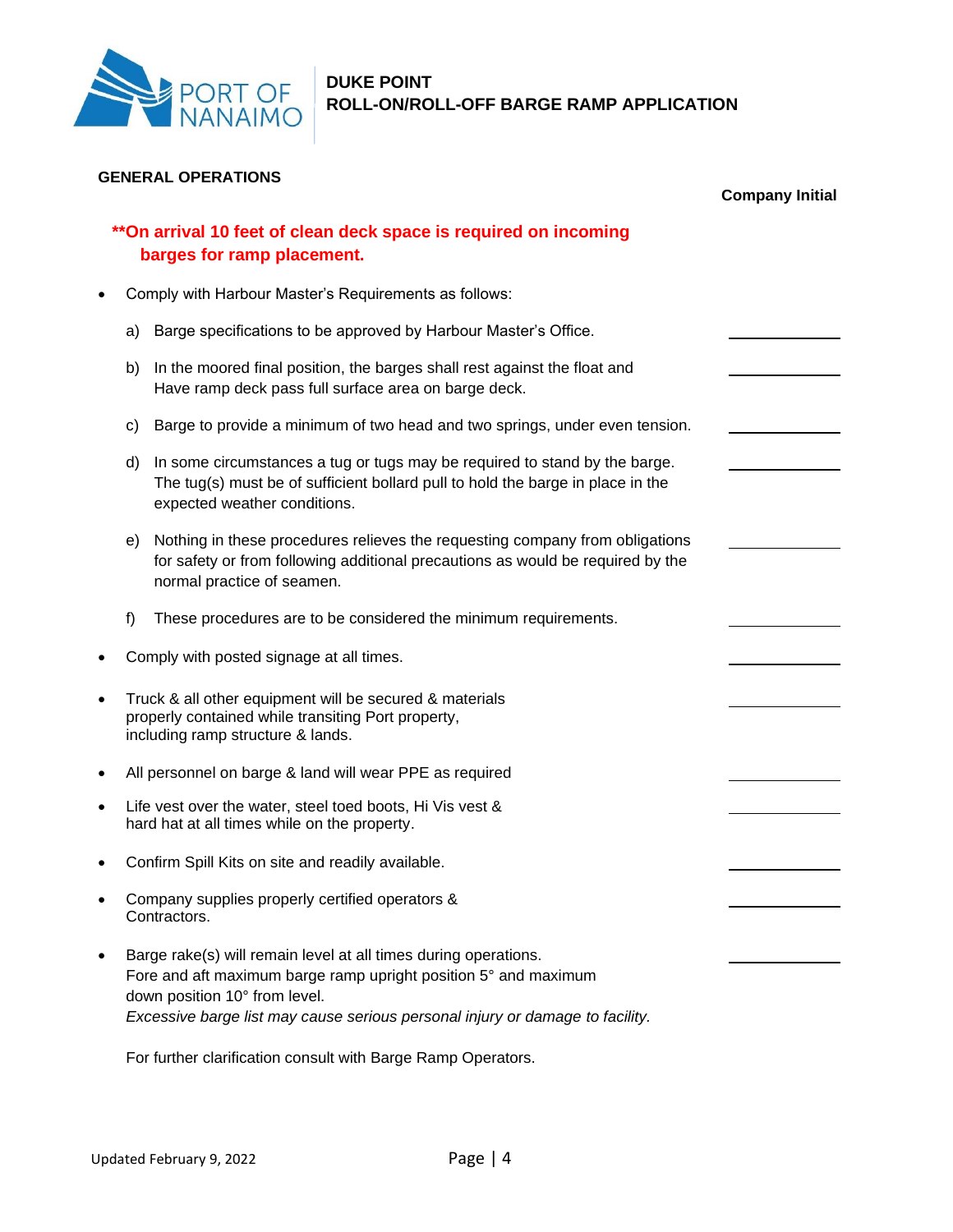# DUKE POINT
# ROLL-ON/ROLL-OFF BARGE RAMP APPLICATION

## GENERAL OPERATIONS

**Company Initial**

**\*\*On arrival 10 feet of clean deck space is required on incoming barges for ramp placement.**

- Comply with Harbour Master's Requirements as follows:
  - a) Barge specifications to be approved by Harbour Master's Office. \_\_\_\_\_\_\_\_\_\_
  - b) In the moored final position, the barges shall rest against the float and Have ramp deck pass full surface area on barge deck. \_\_\_\_\_\_\_\_\_\_
  - c) Barge to provide a minimum of two head and two springs, under even tension. \_\_\_\_\_\_\_\_\_\_
  - d) In some circumstances a tug or tugs may be required to stand by the barge. The tug(s) must be of sufficient bollard pull to hold the barge in place in the expected weather conditions. \_\_\_\_\_\_\_\_\_\_
  - e) Nothing in these procedures relieves the requesting company from obligations for safety or from following additional precautions as would be required by the normal practice of seamen. \_\_\_\_\_\_\_\_\_\_
  - f) These procedures are to be considered the minimum requirements. \_\_\_\_\_\_\_\_\_\_
- Comply with posted signage at all times. \_\_\_\_\_\_\_\_\_\_
- Truck & all other equipment will be secured & materials properly contained while transiting Port property, including ramp structure & lands. \_\_\_\_\_\_\_\_\_\_
- All personnel on barge & land will wear PPE as required \_\_\_\_\_\_\_\_\_\_
- Life vest over the water, steel toed boots, Hi Vis vest & hard hat at all times while on the property. \_\_\_\_\_\_\_\_\_\_
- Confirm Spill Kits on site and readily available. \_\_\_\_\_\_\_\_\_\_
- Company supplies properly certified operators & Contractors. \_\_\_\_\_\_\_\_\_\_
- Barge rake(s) will remain level at all times during operations. Fore and aft maximum barge ramp upright position 5° and maximum down position 10° from level. \_\_\_\_\_\_\_\_\_\_
  *Excessive barge list may cause serious personal injury or damage to facility.*

  For further clarification consult with Barge Ramp Operators.

Updated February 9, 2022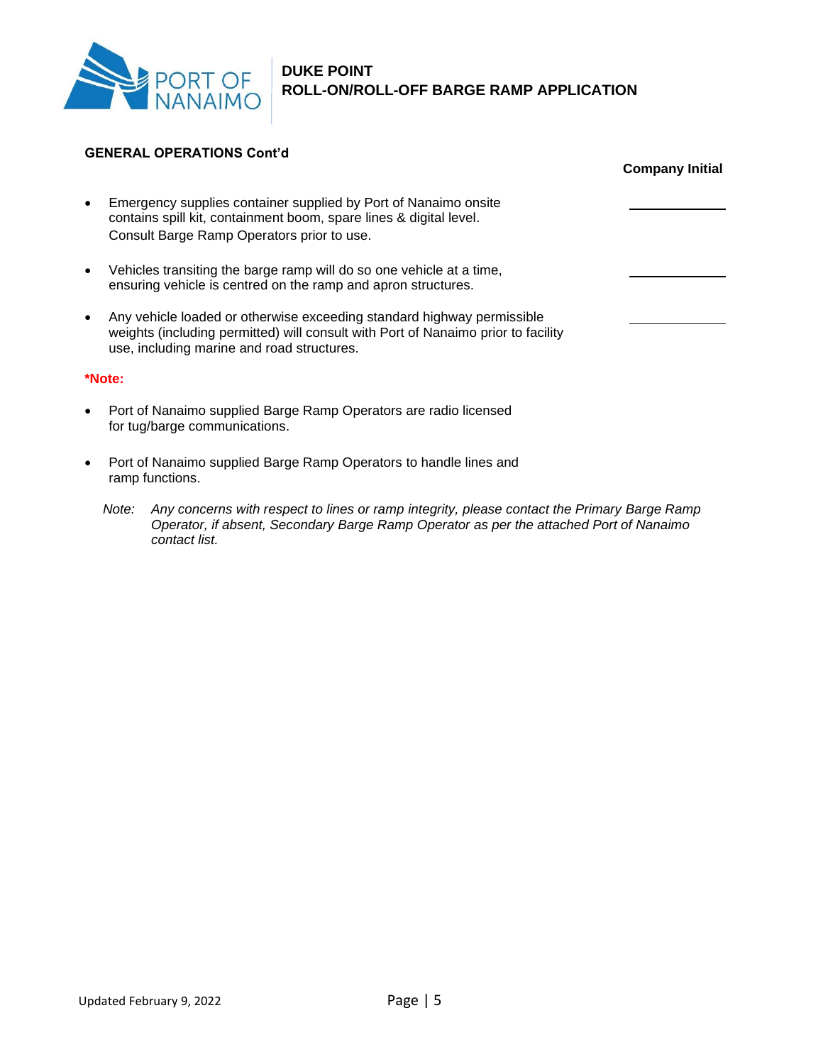**GENERAL OPERATIONS Cont'd**

| | Company Initial |
|---|---|
| • Emergency supplies container supplied by Port of Nanaimo onsite contains spill kit, containment boom, spare lines & digital level. Consult Barge Ramp Operators prior to use. | ______ |
| • Vehicles transiting the barge ramp will do so one vehicle at a time, ensuring vehicle is centred on the ramp and apron structures. | ______ |
| • Any vehicle loaded or otherwise exceeding standard highway permissible weights (including permitted) will consult with Port of Nanaimo prior to facility use, including marine and road structures. | ______ |

***Note:**

- Port of Nanaimo supplied Barge Ramp Operators are radio licensed for tug/barge communications.
- Port of Nanaimo supplied Barge Ramp Operators to handle lines and ramp functions.

*Note: Any concerns with respect to lines or ramp integrity, please contact the Primary Barge Ramp Operator, if absent, Secondary Barge Ramp Operator as per the attached Port of Nanaimo contact list.*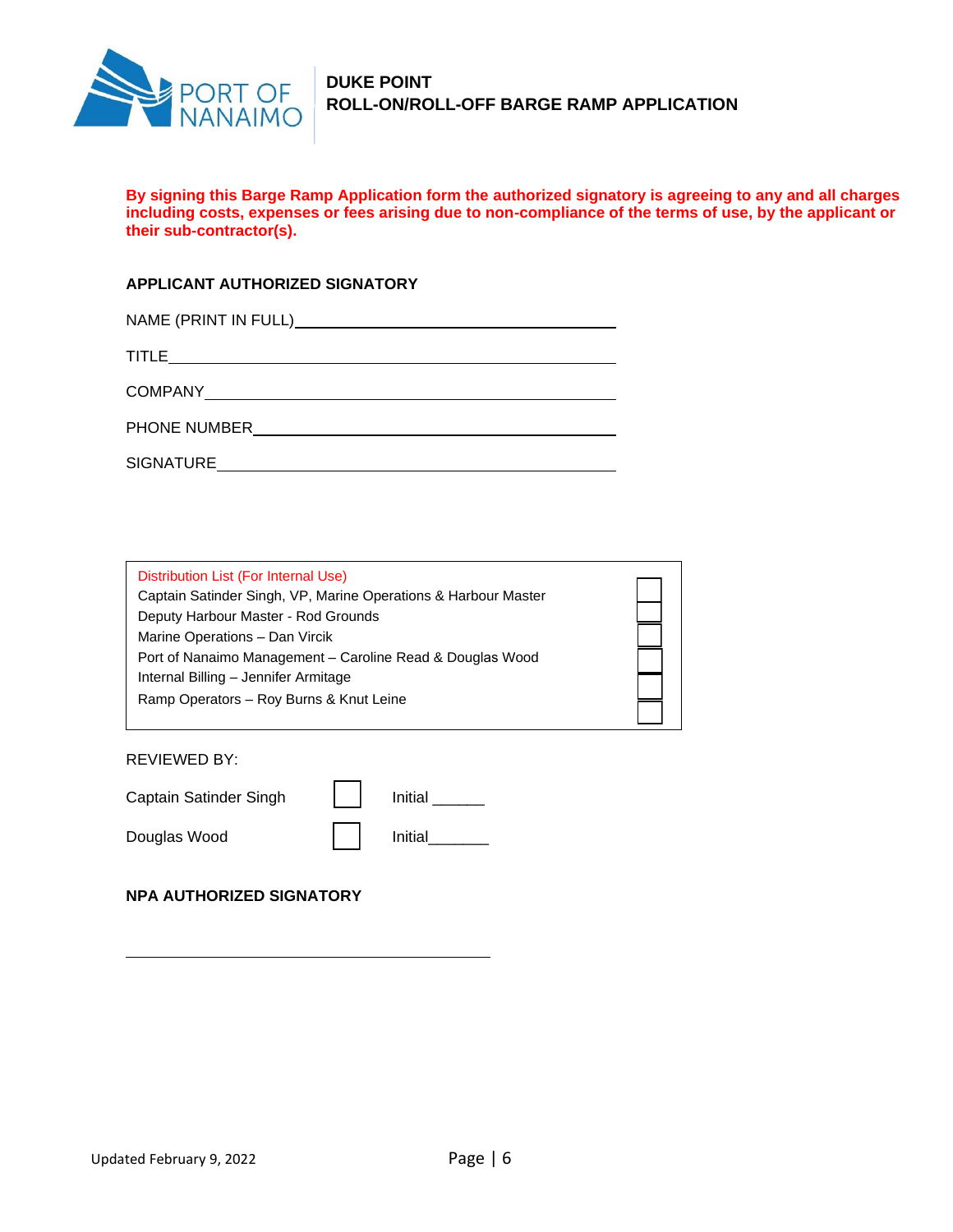**DUKE POINT**
**ROLL-ON/ROLL-OFF BARGE RAMP APPLICATION**

**By signing this Barge Ramp Application form the authorized signatory is agreeing to any and all charges including costs, expenses or fees arising due to non-compliance of the terms of use, by the applicant or their sub-contractor(s).**

**APPLICANT AUTHORIZED SIGNATORY**

NAME (PRINT IN FULL)\_\_\_\_\_\_\_\_\_\_\_\_\_\_\_\_\_\_\_\_\_\_\_\_\_\_\_\_\_\_\_\_\_\_\_\_

TITLE\_\_\_\_\_\_\_\_\_\_\_\_\_\_\_\_\_\_\_\_\_\_\_\_\_\_\_\_\_\_\_\_\_\_\_\_\_\_\_\_\_\_\_\_\_\_\_\_

COMPANY\_\_\_\_\_\_\_\_\_\_\_\_\_\_\_\_\_\_\_\_\_\_\_\_\_\_\_\_\_\_\_\_\_\_\_\_\_\_\_\_\_\_\_\_\_

PHONE NUMBER\_\_\_\_\_\_\_\_\_\_\_\_\_\_\_\_\_\_\_\_\_\_\_\_\_\_\_\_\_\_\_\_\_\_\_\_\_\_\_\_

SIGNATURE\_\_\_\_\_\_\_\_\_\_\_\_\_\_\_\_\_\_\_\_\_\_\_\_\_\_\_\_\_\_\_\_\_\_\_\_\_\_\_\_\_\_\_\_

| Distribution List (For Internal Use) | |
|---|---|
| Captain Satinder Singh, VP, Marine Operations & Harbour Master | ☐ |
| Deputy Harbour Master - Rod Grounds | ☐ |
| Marine Operations – Dan Vircik | ☐ |
| Port of Nanaimo Management – Caroline Read & Douglas Wood | ☐ |
| Internal Billing – Jennifer Armitage | ☐ |
| Ramp Operators – Roy Burns & Knut Leine | ☐ |

REVIEWED BY:

| | | |
|---|---|---|
| Captain Satinder Singh | ☐ | Initial \_\_\_\_\_\_ |
| Douglas Wood | ☐ | Initial\_\_\_\_\_\_\_ |

**NPA AUTHORIZED SIGNATORY**

\_\_\_\_\_\_\_\_\_\_\_\_\_\_\_\_\_\_\_\_\_\_\_\_\_\_\_\_\_\_\_\_\_\_\_\_\_\_\_\_\_\_\_\_

Updated February 9, 2022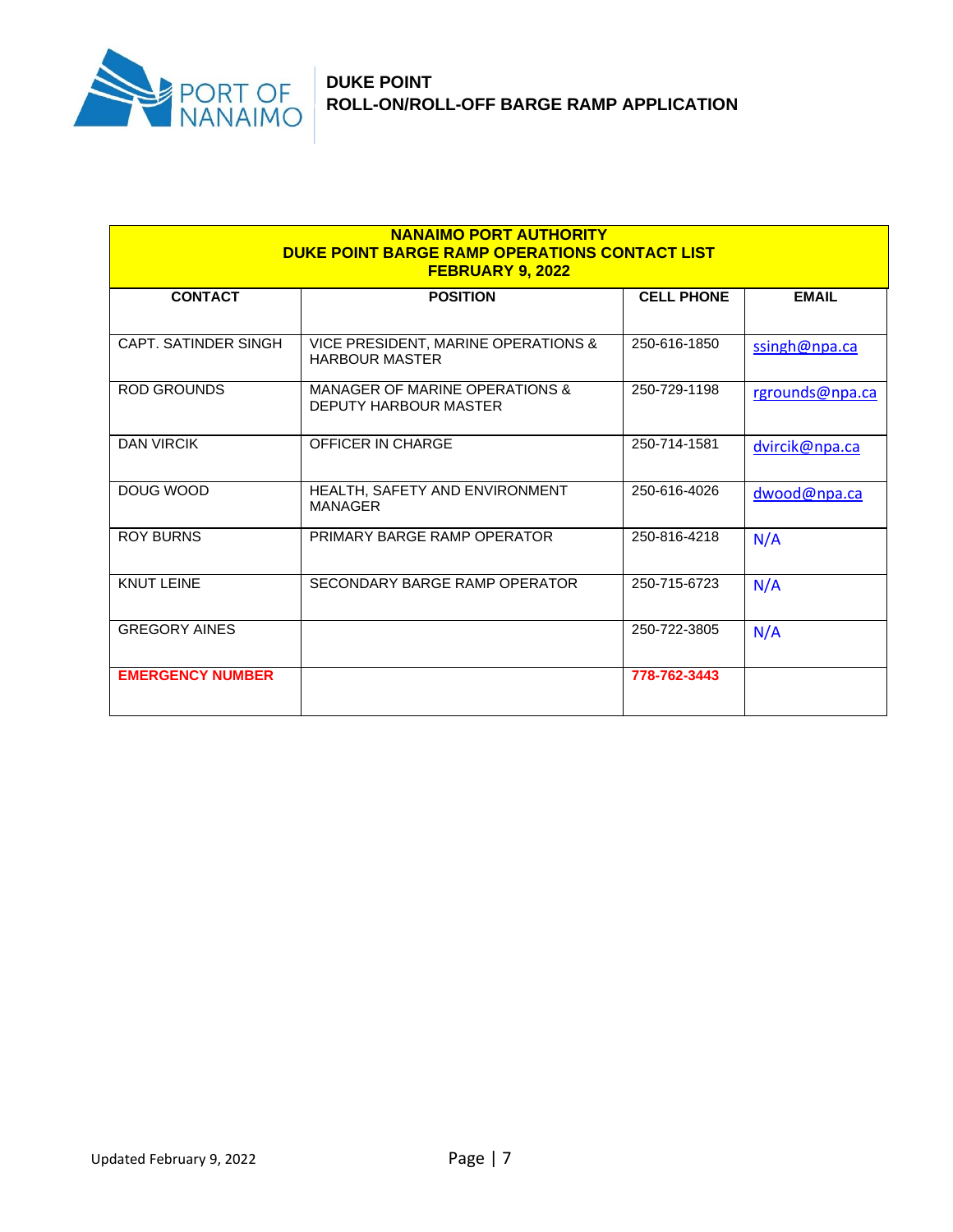# DUKE POINT ROLL-ON/ROLL-OFF BARGE RAMP APPLICATION

| NANAIMO PORT AUTHORITY<br>DUKE POINT BARGE RAMP OPERATIONS CONTACT LIST<br>FEBRUARY 9, 2022 | | | |
|---|---|---|---|
| **CONTACT** | **POSITION** | **CELL PHONE** | **EMAIL** |
| CAPT. SATINDER SINGH | VICE PRESIDENT, MARINE OPERATIONS & HARBOUR MASTER | 250-616-1850 | ssingh@npa.ca |
| ROD GROUNDS | MANAGER OF MARINE OPERATIONS & DEPUTY HARBOUR MASTER | 250-729-1198 | rgrounds@npa.ca |
| DAN VIRCIK | OFFICER IN CHARGE | 250-714-1581 | dvircik@npa.ca |
| DOUG WOOD | HEALTH, SAFETY AND ENVIRONMENT MANAGER | 250-616-4026 | dwood@npa.ca |
| ROY BURNS | PRIMARY BARGE RAMP OPERATOR | 250-816-4218 | N/A |
| KNUT LEINE | SECONDARY BARGE RAMP OPERATOR | 250-715-6723 | N/A |
| GREGORY AINES | | 250-722-3805 | N/A |
| **EMERGENCY NUMBER** | | **778-762-3443** | |

Updated February 9, 2022